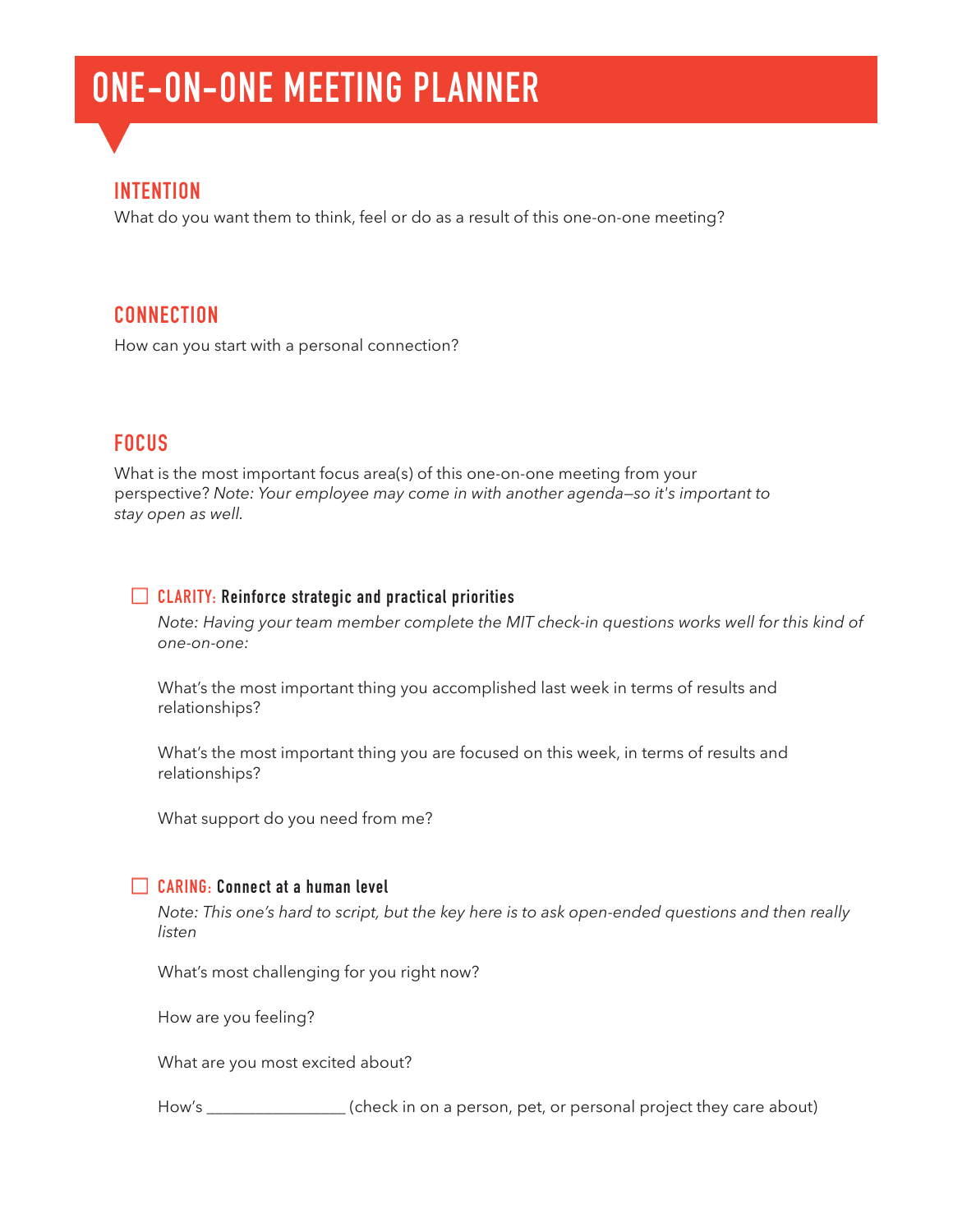# ONE-ON-ONE MEETING PLANNER

## INTENTION

What do you want them to think, feel or do as a result of this one-on-one meeting?

## CONNECTION

How can you start with a personal connection?

## FOCUS

What is the most important focus area(s) of this one-on-one meeting from your perspective? *Note: Your employee may come in with another agenda—so it's important to stay open as well.*

☐ **CLARITY: Reinforce strategic and practical priorities**

*Note: Having your team member complete the MIT check-in questions works well for this kind of one-on-one:*

What's the most important thing you accomplished last week in terms of results and relationships?

What's the most important thing you are focused on this week, in terms of results and relationships?

What support do you need from me?

☐ **CARING: Connect at a human level**

*Note: This one's hard to script, but the key here is to ask open-ended questions and then really listen*

What's most challenging for you right now?

How are you feeling?

What are you most excited about?

How's _________________ (check in on a person, pet, or personal project they care about)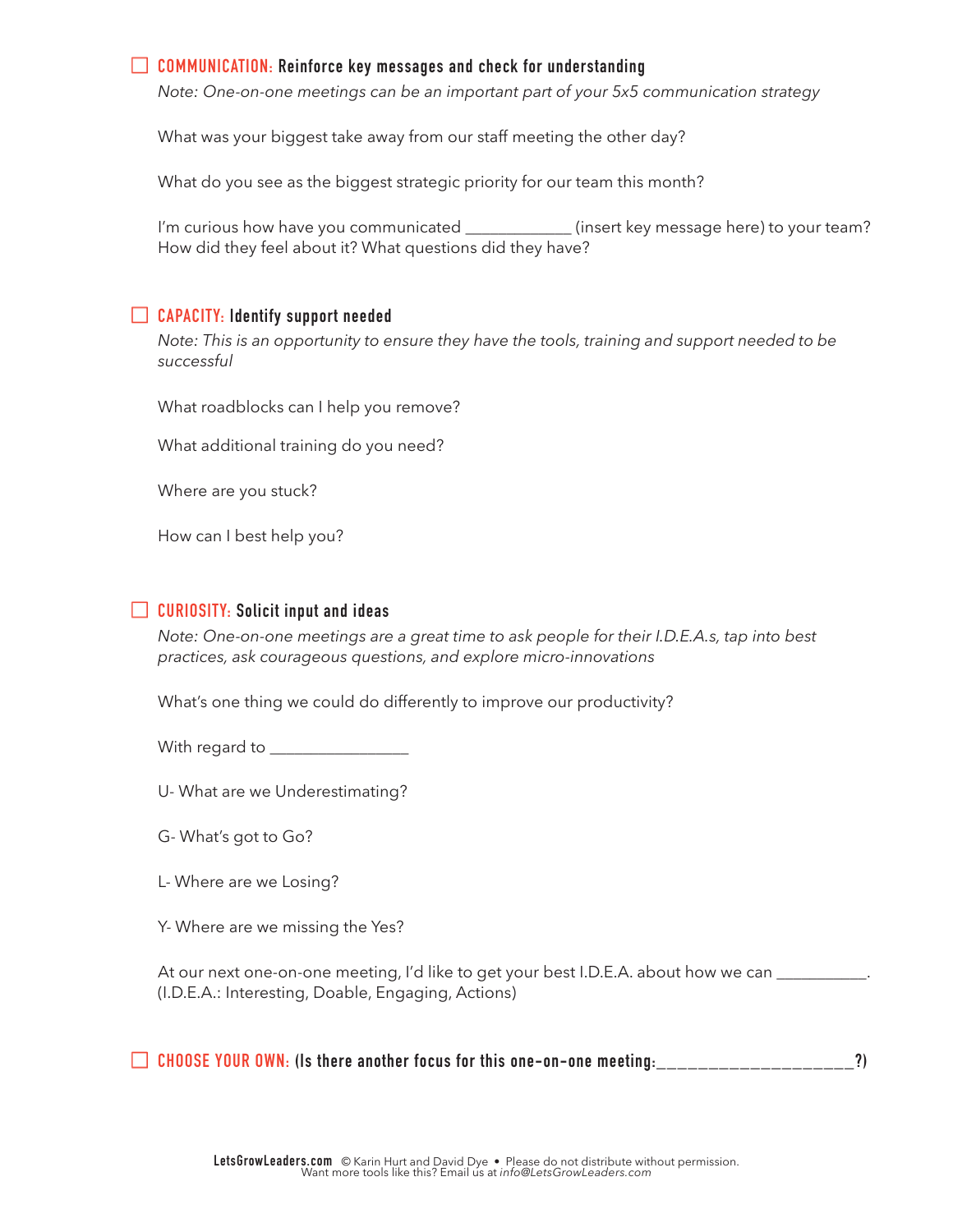## ☐ COMMUNICATION: Reinforce key messages and check for understanding

*Note: One-on-one meetings can be an important part of your 5x5 communication strategy*

What was your biggest take away from our staff meeting the other day?

What do you see as the biggest strategic priority for our team this month?

I'm curious how have you communicated ____________ (insert key message here) to your team? How did they feel about it? What questions did they have?

## ☐ CAPACITY: Identify support needed

*Note: This is an opportunity to ensure they have the tools, training and support needed to be successful*

What roadblocks can I help you remove?

What additional training do you need?

Where are you stuck?

How can I best help you?

## ☐ CURIOSITY: Solicit input and ideas

*Note: One-on-one meetings are a great time to ask people for their I.D.E.A.s, tap into best practices, ask courageous questions, and explore micro-innovations*

What's one thing we could do differently to improve our productivity?

With regard to ________________

U- What are we Underestimating?

G- What's got to Go?

L- Where are we Losing?

Y- Where are we missing the Yes?

At our next one-on-one meeting, I'd like to get your best I.D.E.A. about how we can __________.
(I.D.E.A.: Interesting, Doable, Engaging, Actions)

## ☐ CHOOSE YOUR OWN: (Is there another focus for this one-on-one meeting:___________________?)

LetsGrowLeaders.com © Karin Hurt and David Dye • Please do not distribute without permission.
Want more tools like this? Email us at *info@LetsGrowLeaders.com*